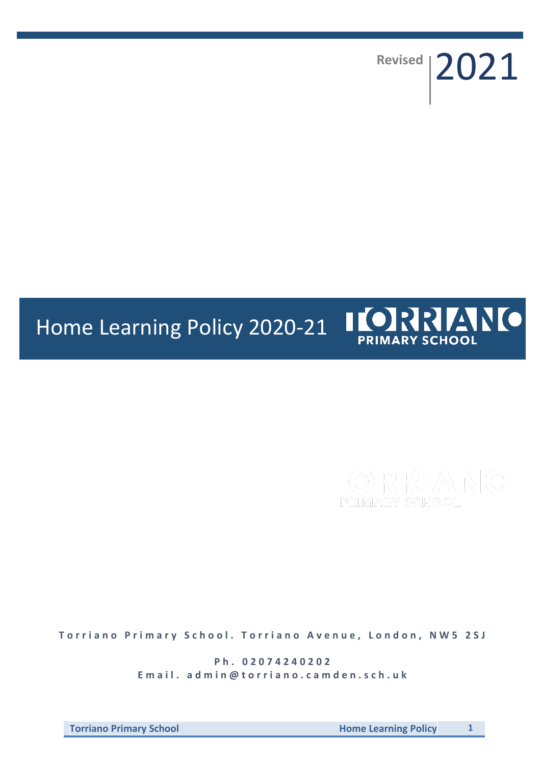Revised 2021

# Home Learning Policy 2020-21

TORRIANO PRIMARY SCHOOL

Torriano Primary School. Torriano Avenue, London, NW5 2SJ

Ph. 02074240202
Email. admin@torriano.camden.sch.uk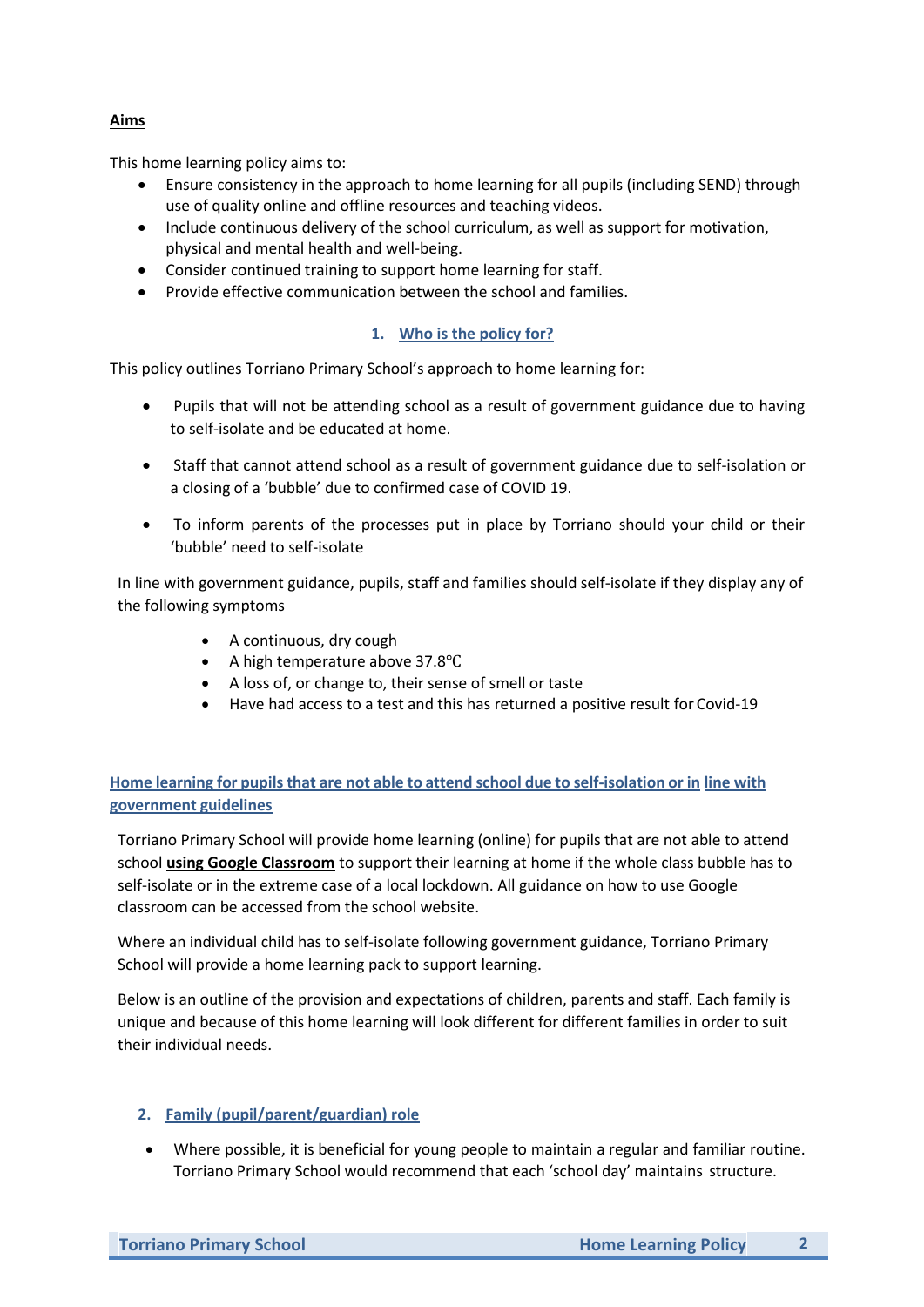**Aims**

This home learning policy aims to:

- Ensure consistency in the approach to home learning for all pupils (including SEND) through use of quality online and offline resources and teaching videos.
- Include continuous delivery of the school curriculum, as well as support for motivation, physical and mental health and well-being.
- Consider continued training to support home learning for staff.
- Provide effective communication between the school and families.

## 1. Who is the policy for?

This policy outlines Torriano Primary School's approach to home learning for:

- Pupils that will not be attending school as a result of government guidance due to having to self-isolate and be educated at home.
- Staff that cannot attend school as a result of government guidance due to self-isolation or a closing of a 'bubble' due to confirmed case of COVID 19.
- To inform parents of the processes put in place by Torriano should your child or their 'bubble' need to self-isolate

In line with government guidance, pupils, staff and families should self-isolate if they display any of the following symptoms

- A continuous, dry cough
- A high temperature above 37.8℃
- A loss of, or change to, their sense of smell or taste
- Have had access to a test and this has returned a positive result for Covid-19

## Home learning for pupils that are not able to attend school due to self-isolation or in line with government guidelines

Torriano Primary School will provide home learning (online) for pupils that are not able to attend school **using Google Classroom** to support their learning at home if the whole class bubble has to self-isolate or in the extreme case of a local lockdown. All guidance on how to use Google classroom can be accessed from the school website.

Where an individual child has to self-isolate following government guidance, Torriano Primary School will provide a home learning pack to support learning.

Below is an outline of the provision and expectations of children, parents and staff. Each family is unique and because of this home learning will look different for different families in order to suit their individual needs.

## 2. Family (pupil/parent/guardian) role

- Where possible, it is beneficial for young people to maintain a regular and familiar routine. Torriano Primary School would recommend that each 'school day' maintains structure.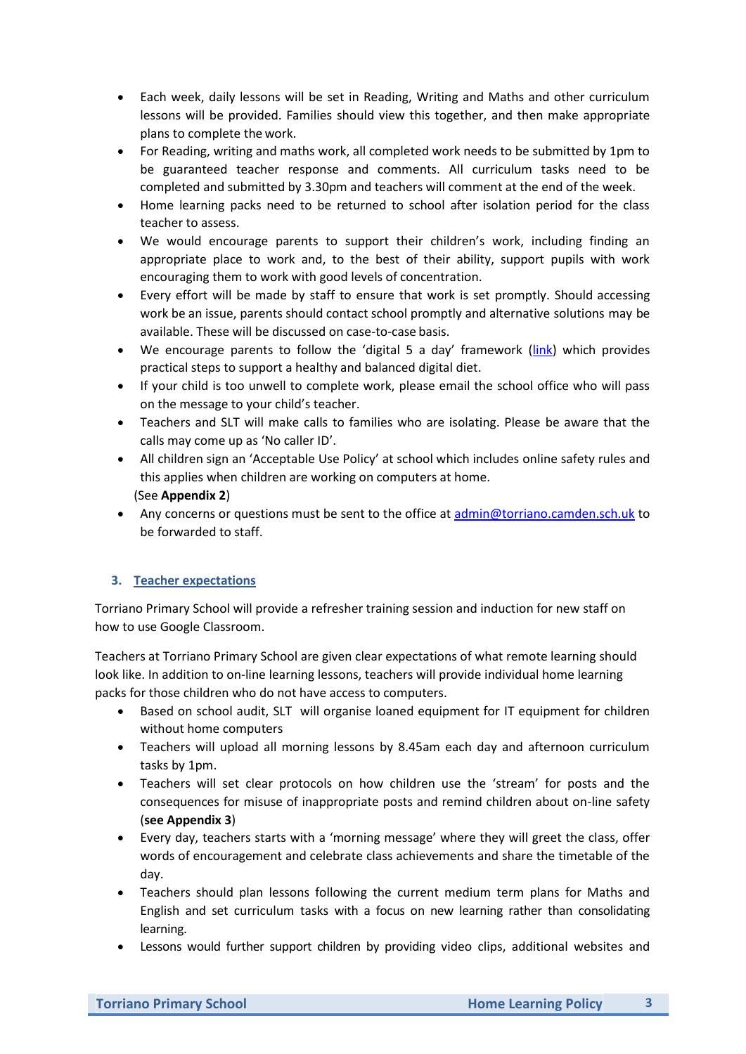- Each week, daily lessons will be set in Reading, Writing and Maths and other curriculum lessons will be provided. Families should view this together, and then make appropriate plans to complete the work.
- For Reading, writing and maths work, all completed work needs to be submitted by 1pm to be guaranteed teacher response and comments. All curriculum tasks need to be completed and submitted by 3.30pm and teachers will comment at the end of the week.
- Home learning packs need to be returned to school after isolation period for the class teacher to assess.
- We would encourage parents to support their children's work, including finding an appropriate place to work and, to the best of their ability, support pupils with work encouraging them to work with good levels of concentration.
- Every effort will be made by staff to ensure that work is set promptly. Should accessing work be an issue, parents should contact school promptly and alternative solutions may be available. These will be discussed on case-to-case basis.
- We encourage parents to follow the 'digital 5 a day' framework (link) which provides practical steps to support a healthy and balanced digital diet.
- If your child is too unwell to complete work, please email the school office who will pass on the message to your child's teacher.
- Teachers and SLT will make calls to families who are isolating. Please be aware that the calls may come up as 'No caller ID'.
- All children sign an 'Acceptable Use Policy' at school which includes online safety rules and this applies when children are working on computers at home.
  (See **Appendix 2**)
- Any concerns or questions must be sent to the office at admin@torriano.camden.sch.uk to be forwarded to staff.

## 3. Teacher expectations

Torriano Primary School will provide a refresher training session and induction for new staff on how to use Google Classroom.

Teachers at Torriano Primary School are given clear expectations of what remote learning should look like. In addition to on-line learning lessons, teachers will provide individual home learning packs for those children who do not have access to computers.

- Based on school audit, SLT will organise loaned equipment for IT equipment for children without home computers
- Teachers will upload all morning lessons by 8.45am each day and afternoon curriculum tasks by 1pm.
- Teachers will set clear protocols on how children use the 'stream' for posts and the consequences for misuse of inappropriate posts and remind children about on-line safety (**see Appendix 3**)
- Every day, teachers starts with a 'morning message' where they will greet the class, offer words of encouragement and celebrate class achievements and share the timetable of the day.
- Teachers should plan lessons following the current medium term plans for Maths and English and set curriculum tasks with a focus on new learning rather than consolidating learning.
- Lessons would further support children by providing video clips, additional websites and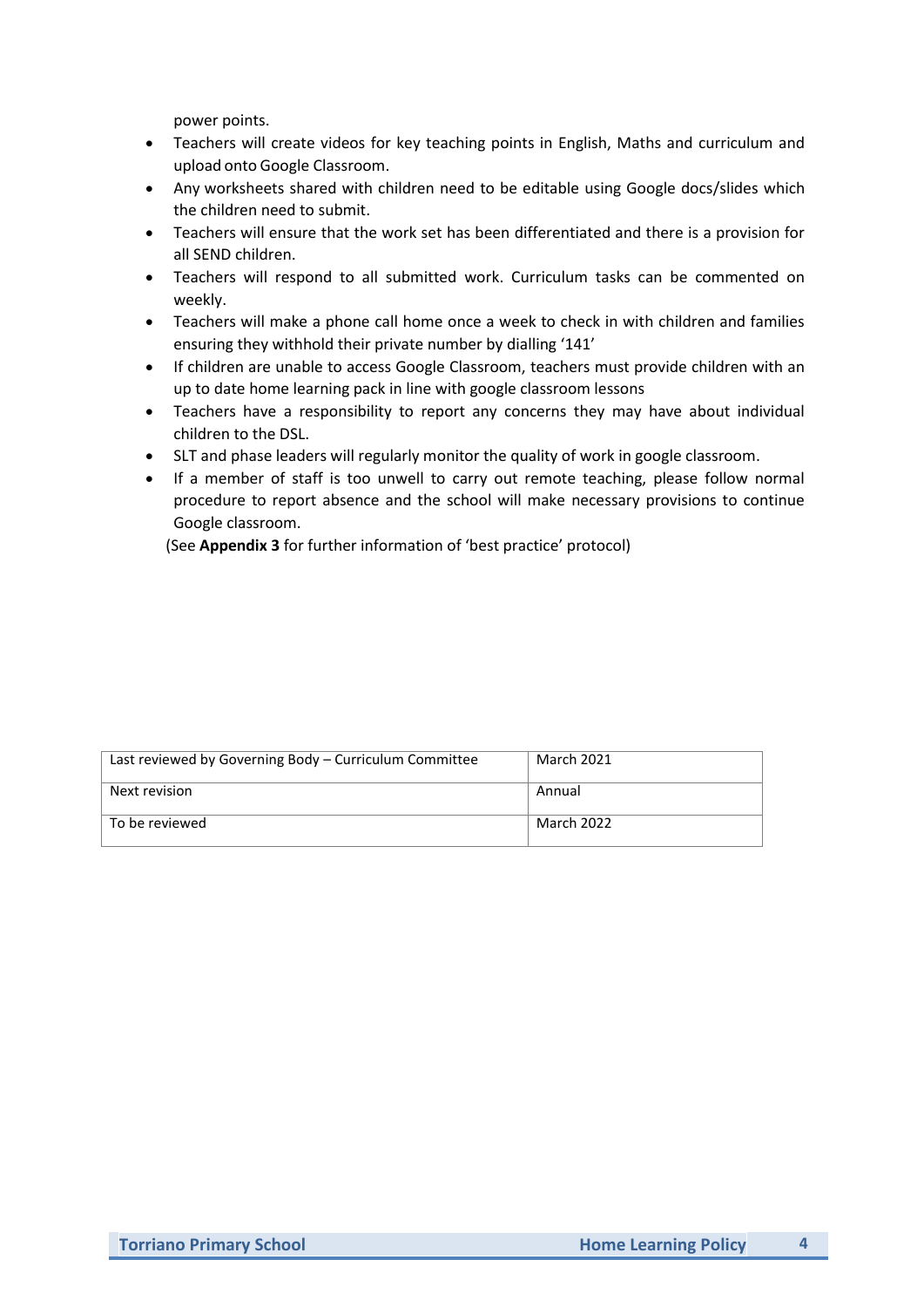power points.

- Teachers will create videos for key teaching points in English, Maths and curriculum and upload onto Google Classroom.
- Any worksheets shared with children need to be editable using Google docs/slides which the children need to submit.
- Teachers will ensure that the work set has been differentiated and there is a provision for all SEND children.
- Teachers will respond to all submitted work. Curriculum tasks can be commented on weekly.
- Teachers will make a phone call home once a week to check in with children and families ensuring they withhold their private number by dialling '141'
- If children are unable to access Google Classroom, teachers must provide children with an up to date home learning pack in line with google classroom lessons
- Teachers have a responsibility to report any concerns they may have about individual children to the DSL.
- SLT and phase leaders will regularly monitor the quality of work in google classroom.
- If a member of staff is too unwell to carry out remote teaching, please follow normal procedure to report absence and the school will make necessary provisions to continue Google classroom.

(See **Appendix 3** for further information of 'best practice' protocol)

| Last reviewed by Governing Body – Curriculum Committee | March 2021 |
|---|---|
| Next revision | Annual |
| To be reviewed | March 2022 |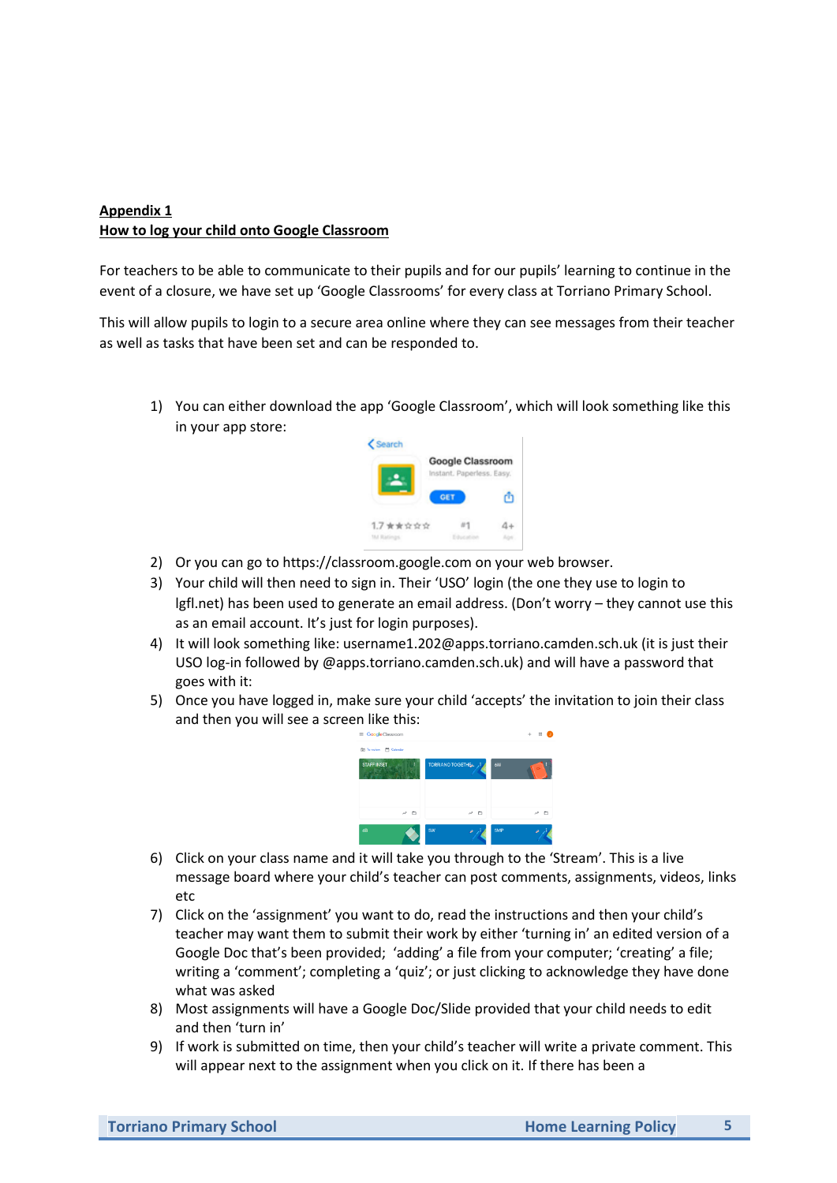**Appendix 1**
**How to log your child onto Google Classroom**

For teachers to be able to communicate to their pupils and for our pupils' learning to continue in the event of a closure, we have set up 'Google Classrooms' for every class at Torriano Primary School.

This will allow pupils to login to a secure area online where they can see messages from their teacher as well as tasks that have been set and can be responded to.

1) You can either download the app 'Google Classroom', which will look something like this in your app store:
2) Or you can go to https://classroom.google.com on your web browser.
3) Your child will then need to sign in. Their 'USO' login (the one they use to login to lgfl.net) has been used to generate an email address. (Don't worry – they cannot use this as an email account. It's just for login purposes).
4) It will look something like: username1.202@apps.torriano.camden.sch.uk (it is just their USO log-in followed by @apps.torriano.camden.sch.uk) and will have a password that goes with it:
5) Once you have logged in, make sure your child 'accepts' the invitation to join their class and then you will see a screen like this:
6) Click on your class name and it will take you through to the 'Stream'. This is a live message board where your child's teacher can post comments, assignments, videos, links etc
7) Click on the 'assignment' you want to do, read the instructions and then your child's teacher may want them to submit their work by either 'turning in' an edited version of a Google Doc that's been provided; 'adding' a file from your computer; 'creating' a file; writing a 'comment'; completing a 'quiz'; or just clicking to acknowledge they have done what was asked
8) Most assignments will have a Google Doc/Slide provided that your child needs to edit and then 'turn in'
9) If work is submitted on time, then your child's teacher will write a private comment. This will appear next to the assignment when you click on it. If there has been a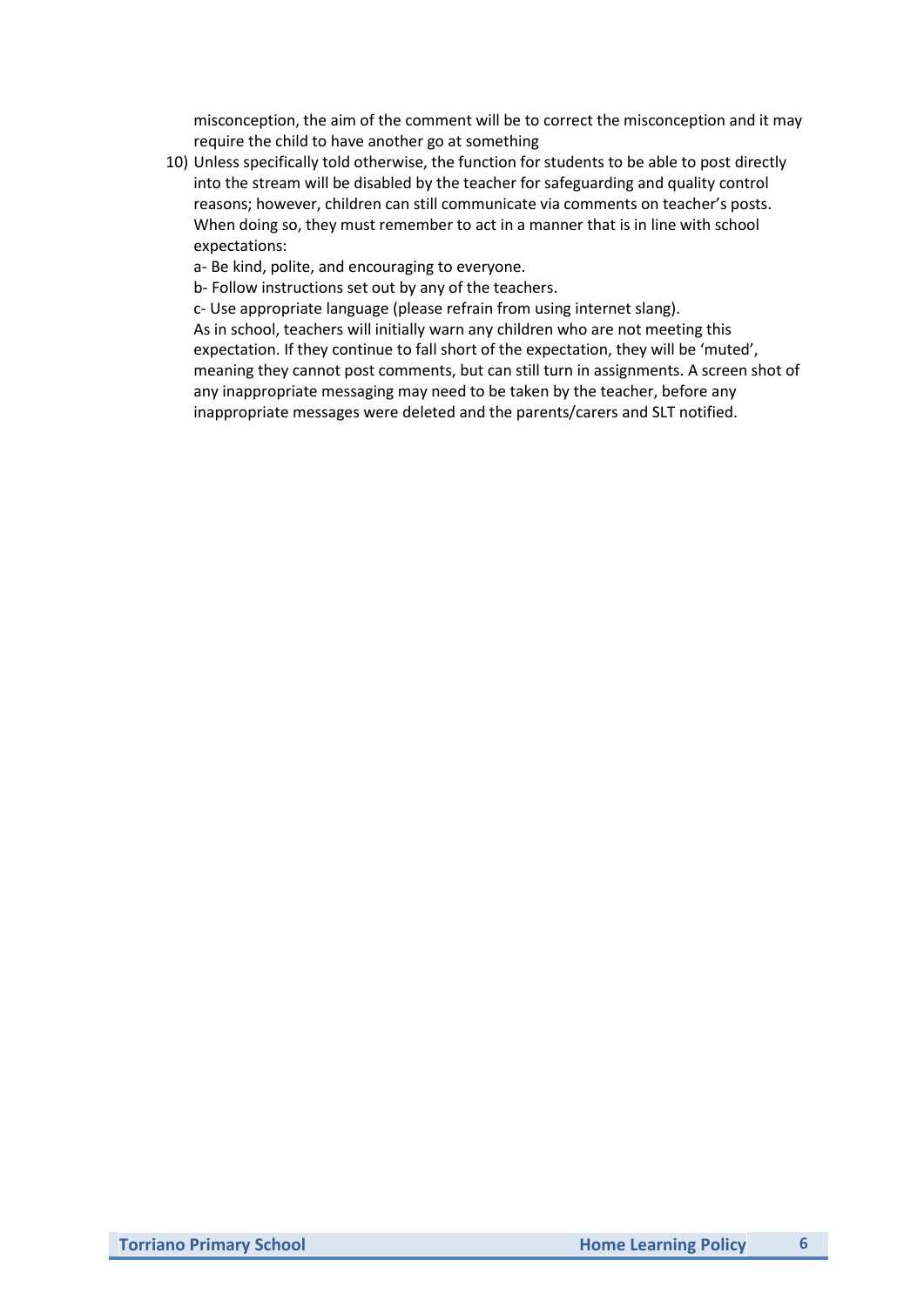misconception, the aim of the comment will be to correct the misconception and it may require the child to have another go at something

10) Unless specifically told otherwise, the function for students to be able to post directly into the stream will be disabled by the teacher for safeguarding and quality control reasons; however, children can still communicate via comments on teacher's posts. When doing so, they must remember to act in a manner that is in line with school expectations:

    a- Be kind, polite, and encouraging to everyone.

    b- Follow instructions set out by any of the teachers.

    c- Use appropriate language (please refrain from using internet slang).

    As in school, teachers will initially warn any children who are not meeting this expectation. If they continue to fall short of the expectation, they will be 'muted', meaning they cannot post comments, but can still turn in assignments. A screen shot of any inappropriate messaging may need to be taken by the teacher, before any inappropriate messages were deleted and the parents/carers and SLT notified.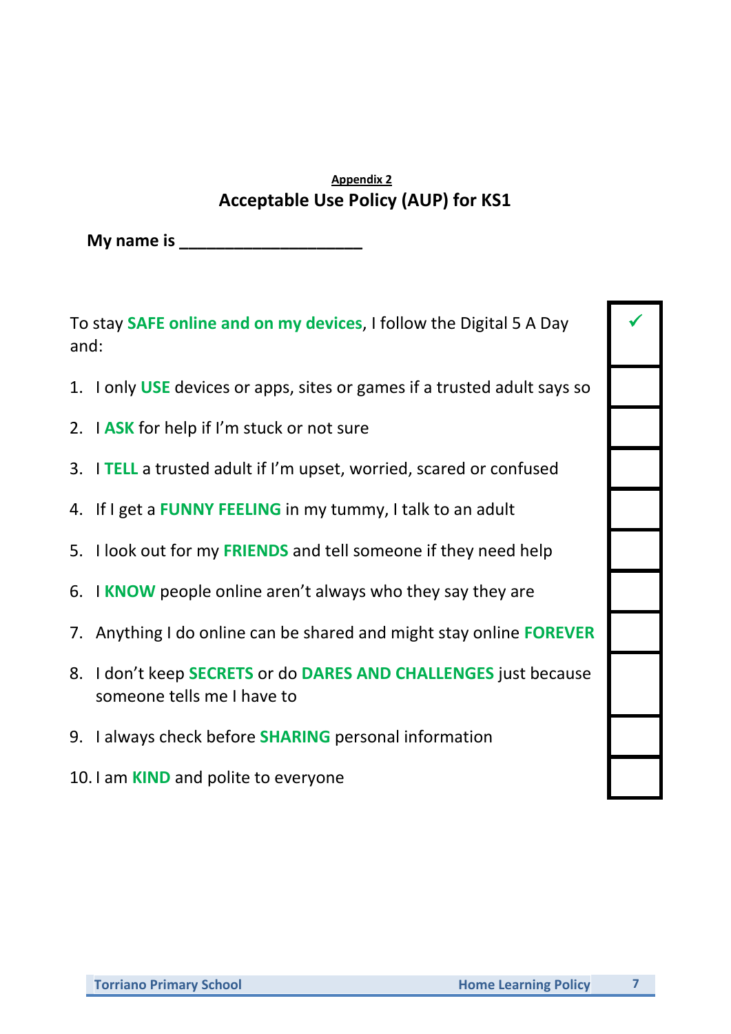**Appendix 2**

## Acceptable Use Policy (AUP) for KS1

**My name is ___________________**

| | ✓ |
|---|---|
| To stay **SAFE online and on my devices**, I follow the Digital 5 A Day and: | |
| 1. I only **USE** devices or apps, sites or games if a trusted adult says so | |
| 2. I **ASK** for help if I'm stuck or not sure | |
| 3. I **TELL** a trusted adult if I'm upset, worried, scared or confused | |
| 4. If I get a **FUNNY FEELING** in my tummy, I talk to an adult | |
| 5. I look out for my **FRIENDS** and tell someone if they need help | |
| 6. I **KNOW** people online aren't always who they say they are | |
| 7. Anything I do online can be shared and might stay online **FOREVER** | |
| 8. I don't keep **SECRETS** or do **DARES AND CHALLENGES** just because someone tells me I have to | |
| 9. I always check before **SHARING** personal information | |
| 10. I am **KIND** and polite to everyone | |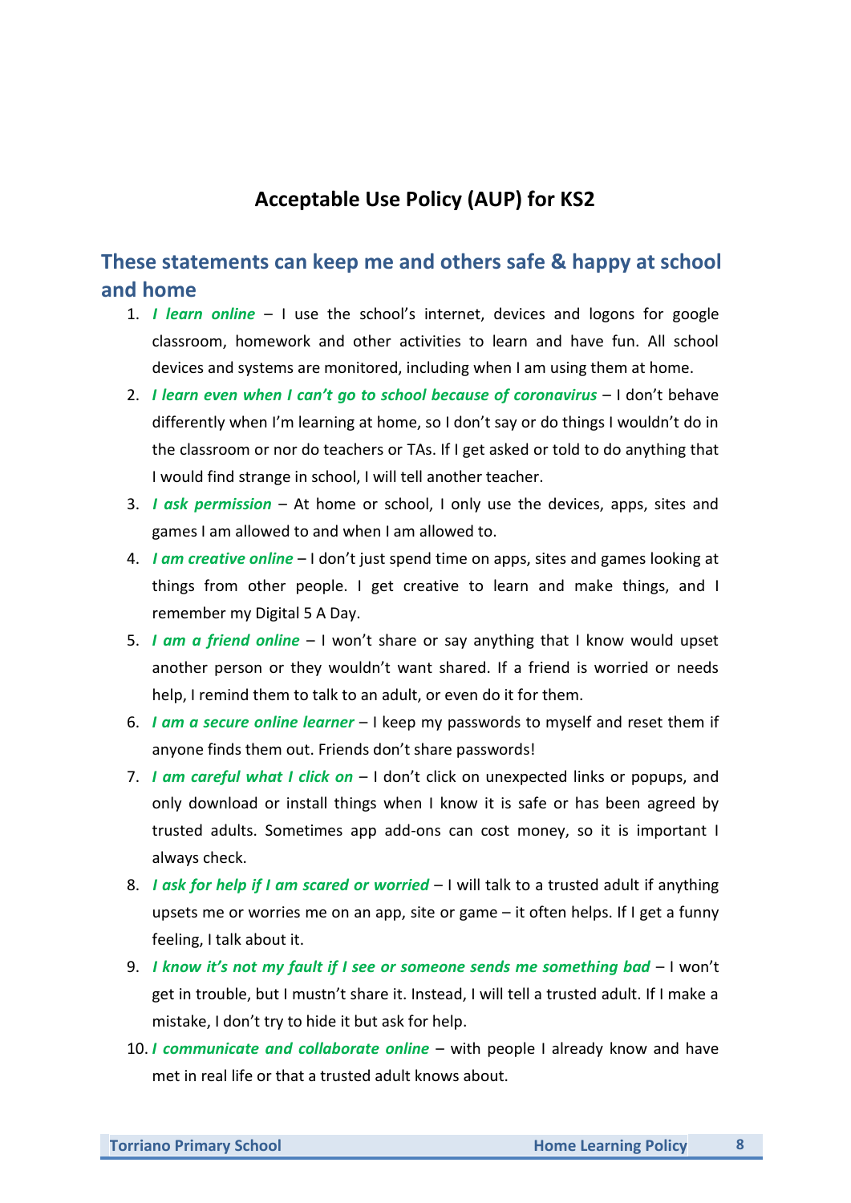# Acceptable Use Policy (AUP) for KS2

## These statements can keep me and others safe & happy at school and home

1. ***I learn online*** – I use the school's internet, devices and logons for google classroom, homework and other activities to learn and have fun. All school devices and systems are monitored, including when I am using them at home.
2. ***I learn even when I can't go to school because of coronavirus*** – I don't behave differently when I'm learning at home, so I don't say or do things I wouldn't do in the classroom or nor do teachers or TAs. If I get asked or told to do anything that I would find strange in school, I will tell another teacher.
3. ***I ask permission*** – At home or school, I only use the devices, apps, sites and games I am allowed to and when I am allowed to.
4. ***I am creative online*** – I don't just spend time on apps, sites and games looking at things from other people. I get creative to learn and make things, and I remember my Digital 5 A Day.
5. ***I am a friend online*** – I won't share or say anything that I know would upset another person or they wouldn't want shared. If a friend is worried or needs help, I remind them to talk to an adult, or even do it for them.
6. ***I am a secure online learner*** – I keep my passwords to myself and reset them if anyone finds them out. Friends don't share passwords!
7. ***I am careful what I click on*** – I don't click on unexpected links or popups, and only download or install things when I know it is safe or has been agreed by trusted adults. Sometimes app add-ons can cost money, so it is important I always check.
8. ***I ask for help if I am scared or worried*** – I will talk to a trusted adult if anything upsets me or worries me on an app, site or game – it often helps. If I get a funny feeling, I talk about it.
9. ***I know it's not my fault if I see or someone sends me something bad*** – I won't get in trouble, but I mustn't share it. Instead, I will tell a trusted adult. If I make a mistake, I don't try to hide it but ask for help.
10. ***I communicate and collaborate online*** – with people I already know and have met in real life or that a trusted adult knows about.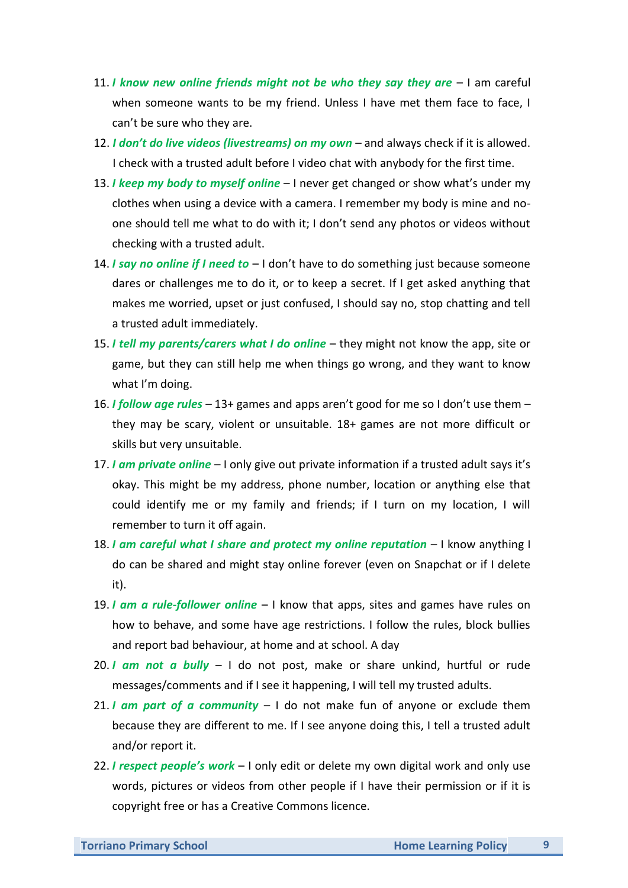11. ***I know new online friends might not be who they say they are*** – I am careful when someone wants to be my friend. Unless I have met them face to face, I can't be sure who they are.
12. ***I don't do live videos (livestreams) on my own*** – and always check if it is allowed. I check with a trusted adult before I video chat with anybody for the first time.
13. ***I keep my body to myself online*** – I never get changed or show what's under my clothes when using a device with a camera. I remember my body is mine and no-one should tell me what to do with it; I don't send any photos or videos without checking with a trusted adult.
14. ***I say no online if I need to*** – I don't have to do something just because someone dares or challenges me to do it, or to keep a secret. If I get asked anything that makes me worried, upset or just confused, I should say no, stop chatting and tell a trusted adult immediately.
15. ***I tell my parents/carers what I do online*** – they might not know the app, site or game, but they can still help me when things go wrong, and they want to know what I'm doing.
16. ***I follow age rules*** – 13+ games and apps aren't good for me so I don't use them – they may be scary, violent or unsuitable. 18+ games are not more difficult or skills but very unsuitable.
17. ***I am private online*** – I only give out private information if a trusted adult says it's okay. This might be my address, phone number, location or anything else that could identify me or my family and friends; if I turn on my location, I will remember to turn it off again.
18. ***I am careful what I share and protect my online reputation*** – I know anything I do can be shared and might stay online forever (even on Snapchat or if I delete it).
19. ***I am a rule-follower online*** – I know that apps, sites and games have rules on how to behave, and some have age restrictions. I follow the rules, block bullies and report bad behaviour, at home and at school. A day
20. ***I am not a bully*** – I do not post, make or share unkind, hurtful or rude messages/comments and if I see it happening, I will tell my trusted adults.
21. ***I am part of a community*** – I do not make fun of anyone or exclude them because they are different to me. If I see anyone doing this, I tell a trusted adult and/or report it.
22. ***I respect people's work*** – I only edit or delete my own digital work and only use words, pictures or videos from other people if I have their permission or if it is copyright free or has a Creative Commons licence.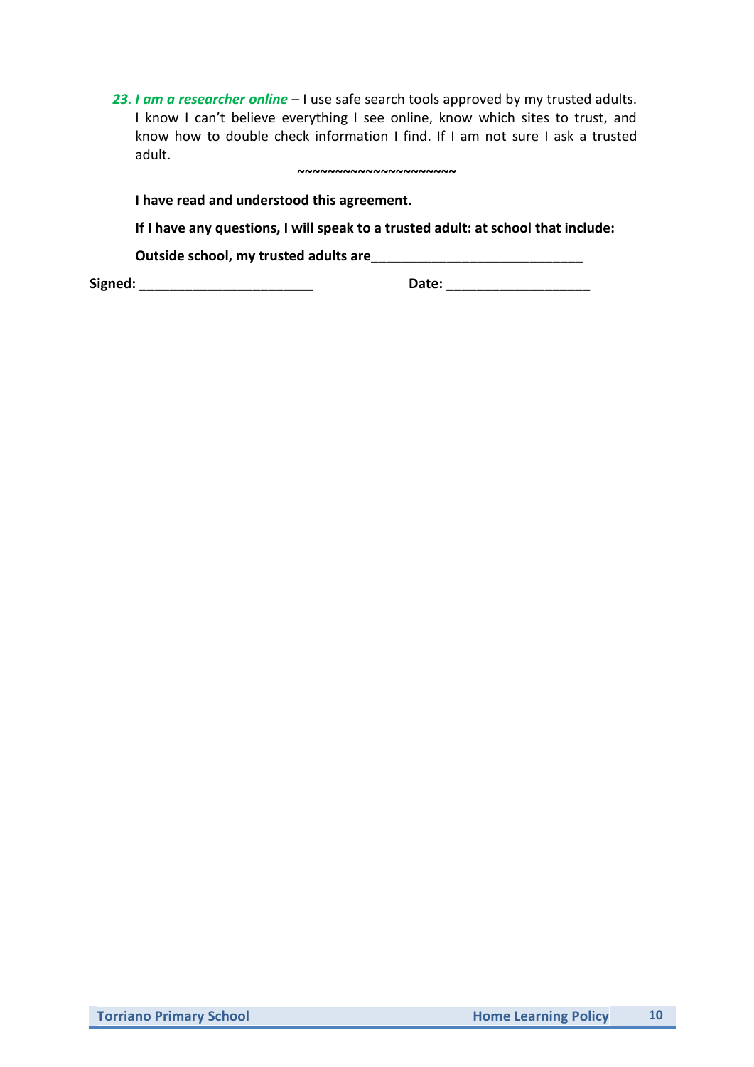23. ***I am a researcher online*** – I use safe search tools approved by my trusted adults. I know I can't believe everything I see online, know which sites to trust, and know how to double check information I find. If I am not sure I ask a trusted adult.

~~~~~~~~~~~~~~~~~~~~

**I have read and understood this agreement.**

**If I have any questions, I will speak to a trusted adult: at school that include:**

**Outside school, my trusted adults are____________________________**

**Signed: _______________________**　　　　　　**Date: ___________________**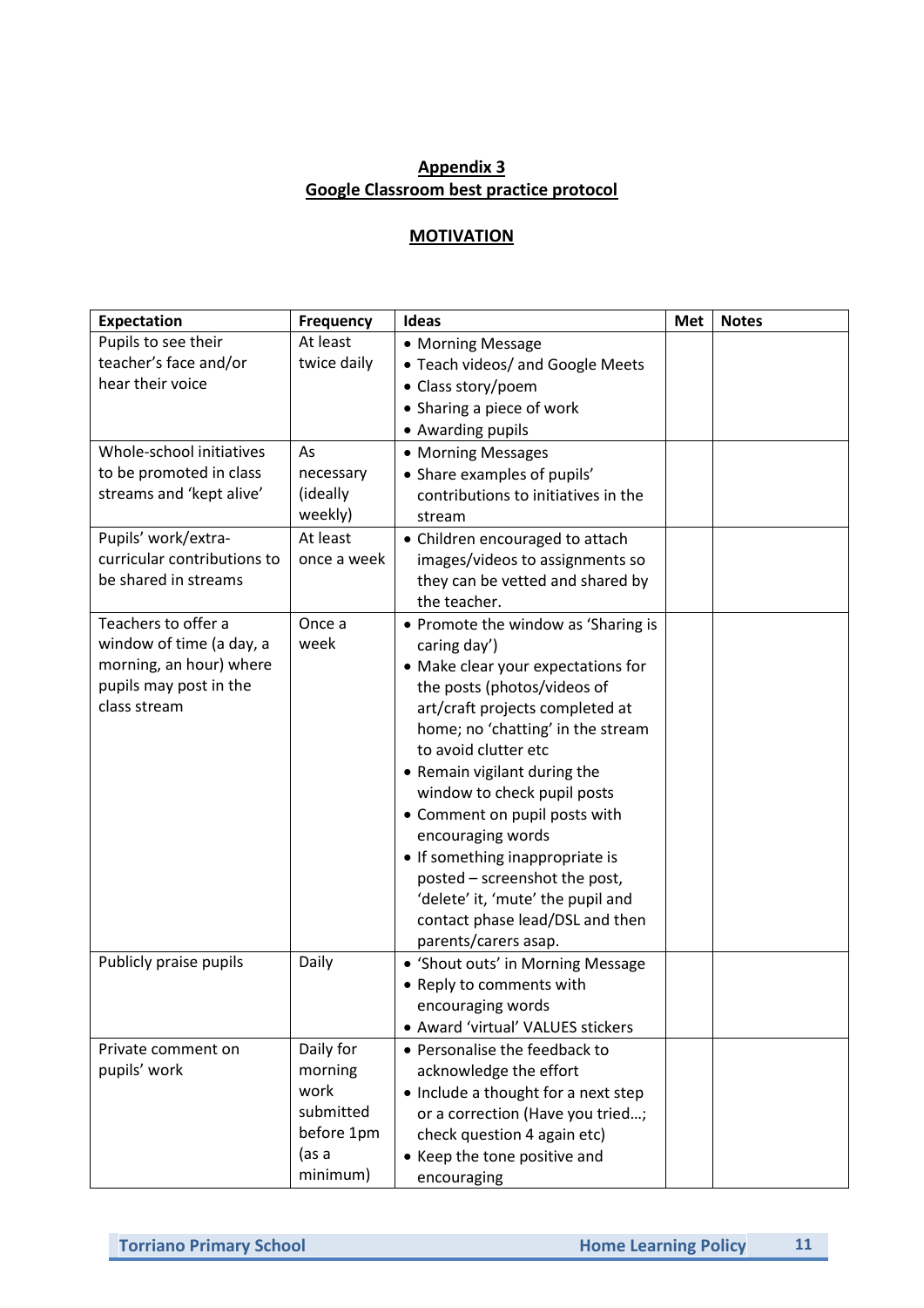## Appendix 3
## Google Classroom best practice protocol

### MOTIVATION

| Expectation | Frequency | Ideas | Met | Notes |
|---|---|---|---|---|
| Pupils to see their teacher's face and/or hear their voice | At least twice daily | • Morning Message<br>• Teach videos/ and Google Meets<br>• Class story/poem<br>• Sharing a piece of work<br>• Awarding pupils | | |
| Whole-school initiatives to be promoted in class streams and 'kept alive' | As necessary (ideally weekly) | • Morning Messages<br>• Share examples of pupils' contributions to initiatives in the stream | | |
| Pupils' work/extra-curricular contributions to be shared in streams | At least once a week | • Children encouraged to attach images/videos to assignments so they can be vetted and shared by the teacher. | | |
| Teachers to offer a window of time (a day, a morning, an hour) where pupils may post in the class stream | Once a week | • Promote the window as 'Sharing is caring day')<br>• Make clear your expectations for the posts (photos/videos of art/craft projects completed at home; no 'chatting' in the stream to avoid clutter etc<br>• Remain vigilant during the window to check pupil posts<br>• Comment on pupil posts with encouraging words<br>• If something inappropriate is posted – screenshot the post, 'delete' it, 'mute' the pupil and contact phase lead/DSL and then parents/carers asap. | | |
| Publicly praise pupils | Daily | • 'Shout outs' in Morning Message<br>• Reply to comments with encouraging words<br>• Award 'virtual' VALUES stickers | | |
| Private comment on pupils' work | Daily for morning work submitted before 1pm (as a minimum) | • Personalise the feedback to acknowledge the effort<br>• Include a thought for a next step or a correction (Have you tried…; check question 4 again etc)<br>• Keep the tone positive and encouraging | | |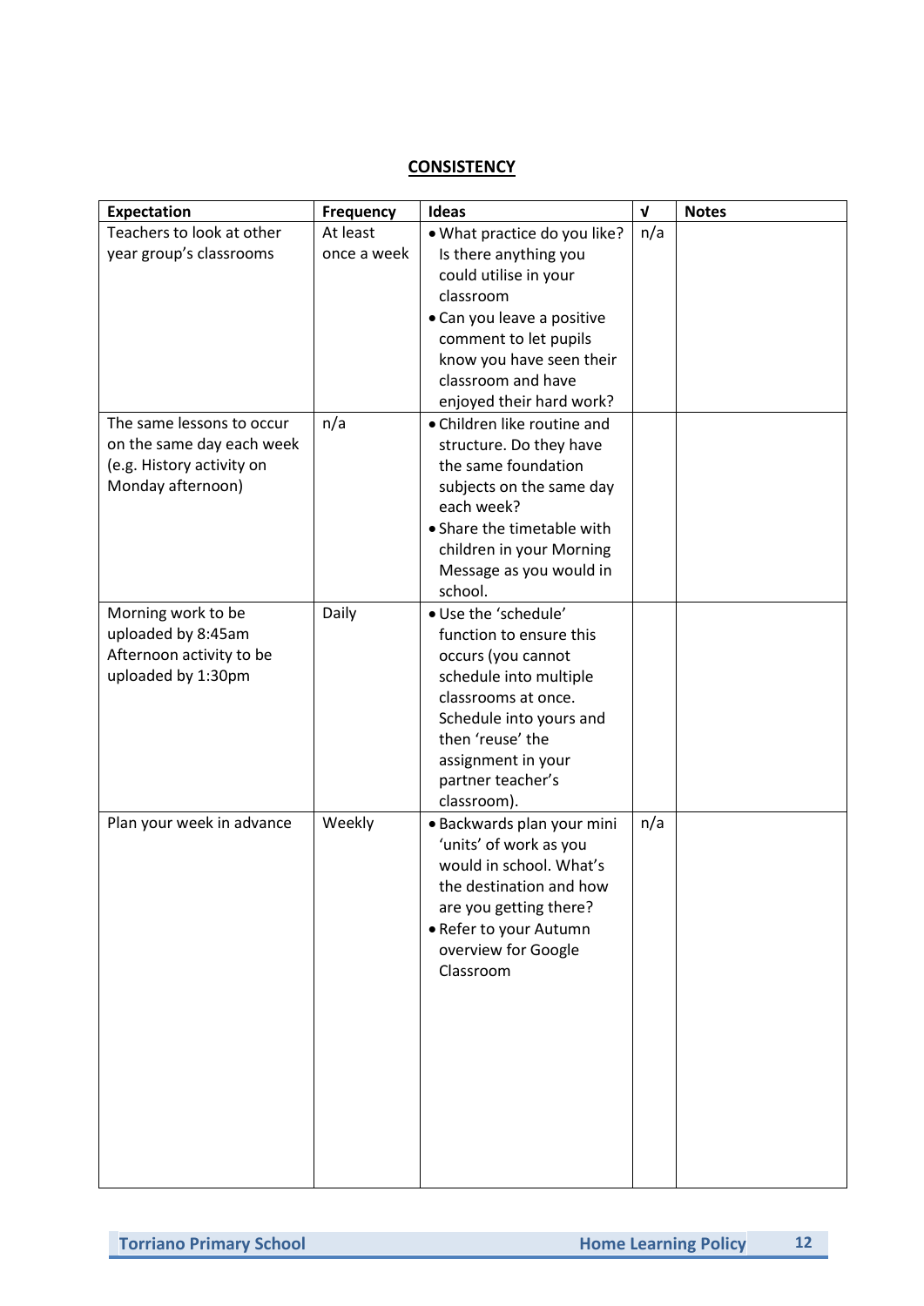## CONSISTENCY

| Expectation | Frequency | Ideas | √ | Notes |
|---|---|---|---|---|
| Teachers to look at other year group's classrooms | At least once a week | • What practice do you like? Is there anything you could utilise in your classroom<br>• Can you leave a positive comment to let pupils know you have seen their classroom and have enjoyed their hard work? | n/a | |
| The same lessons to occur on the same day each week (e.g. History activity on Monday afternoon) | n/a | • Children like routine and structure. Do they have the same foundation subjects on the same day each week?<br>• Share the timetable with children in your Morning Message as you would in school. | | |
| Morning work to be uploaded by 8:45am<br>Afternoon activity to be uploaded by 1:30pm | Daily | • Use the 'schedule' function to ensure this occurs (you cannot schedule into multiple classrooms at once. Schedule into yours and then 'reuse' the assignment in your partner teacher's classroom). | | |
| Plan your week in advance | Weekly | • Backwards plan your mini 'units' of work as you would in school. What's the destination and how are you getting there?<br>• Refer to your Autumn overview for Google Classroom | n/a | |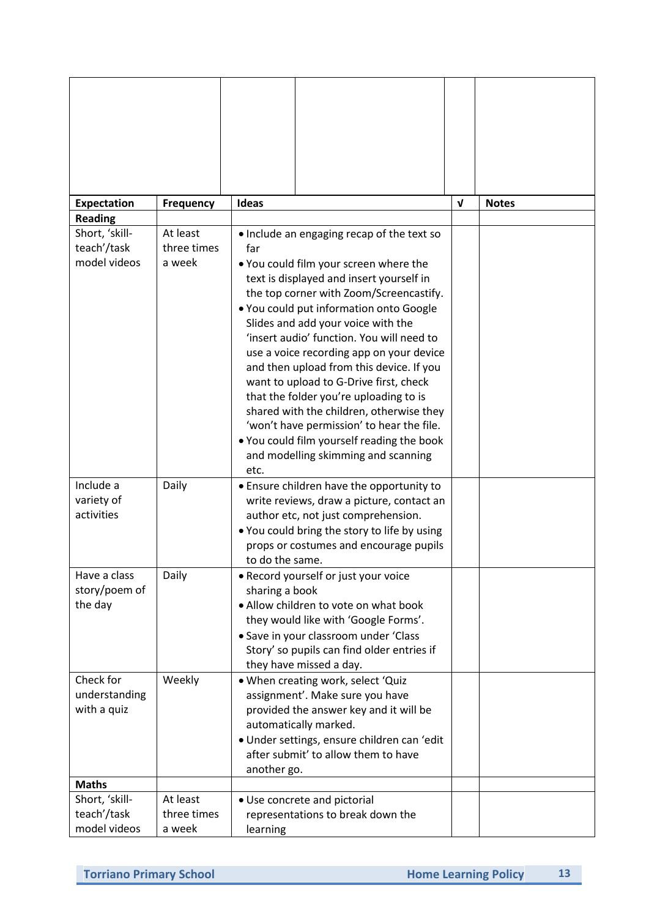| Expectation | Frequency | Ideas | √ | Notes |
|---|---|---|---|---|
| **Reading** | | | | |
| Short, 'skill-teach'/task model videos | At least three times a week | • Include an engaging recap of the text so far<br>• You could film your screen where the text is displayed and insert yourself in the top corner with Zoom/Screencastify.<br>• You could put information onto Google Slides and add your voice with the 'insert audio' function. You will need to use a voice recording app on your device and then upload from this device. If you want to upload to G-Drive first, check that the folder you're uploading to is shared with the children, otherwise they 'won't have permission' to hear the file.<br>• You could film yourself reading the book and modelling skimming and scanning etc. | | |
| Include a variety of activities | Daily | • Ensure children have the opportunity to write reviews, draw a picture, contact an author etc, not just comprehension.<br>• You could bring the story to life by using props or costumes and encourage pupils to do the same. | | |
| Have a class story/poem of the day | Daily | • Record yourself or just your voice sharing a book<br>• Allow children to vote on what book they would like with 'Google Forms'.<br>• Save in your classroom under 'Class Story' so pupils can find older entries if they have missed a day. | | |
| Check for understanding with a quiz | Weekly | • When creating work, select 'Quiz assignment'. Make sure you have provided the answer key and it will be automatically marked.<br>• Under settings, ensure children can 'edit after submit' to allow them to have another go. | | |
| **Maths** | | | | |
| Short, 'skill-teach'/task model videos | At least three times a week | • Use concrete and pictorial representations to break down the learning | | |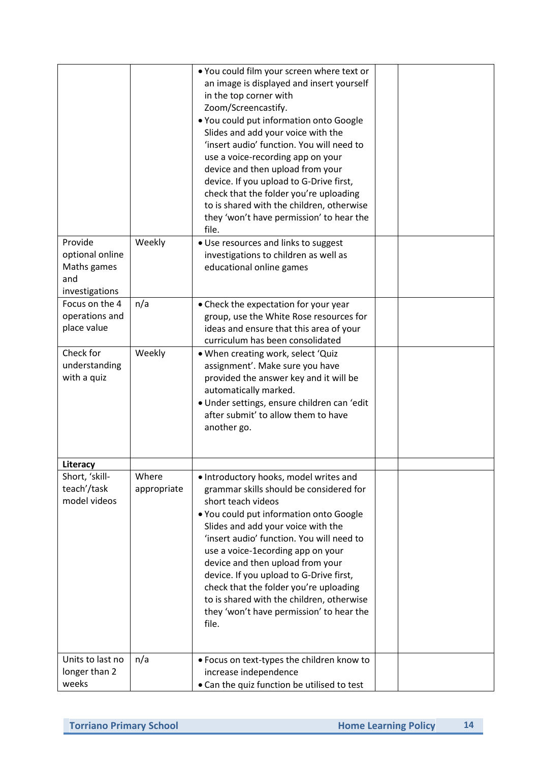| | | | | |
|---|---|---|---|---|
| | | • You could film your screen where text or an image is displayed and insert yourself in the top corner with Zoom/Screencastify.<br>• You could put information onto Google Slides and add your voice with the 'insert audio' function. You will need to use a voice-recording app on your device and then upload from your device. If you upload to G-Drive first, check that the folder you're uploading to is shared with the children, otherwise they 'won't have permission' to hear the file. | | |
| Provide optional online Maths games and investigations | Weekly | • Use resources and links to suggest investigations to children as well as educational online games | | |
| Focus on the 4 operations and place value | n/a | • Check the expectation for your year group, use the White Rose resources for ideas and ensure that this area of your curriculum has been consolidated | | |
| Check for understanding with a quiz | Weekly | • When creating work, select 'Quiz assignment'. Make sure you have provided the answer key and it will be automatically marked.<br>• Under settings, ensure children can 'edit after submit' to allow them to have another go. | | |
| **Literacy** | | | | |
| Short, 'skill-teach'/task model videos | Where appropriate | • Introductory hooks, model writes and grammar skills should be considered for short teach videos<br>• You could put information onto Google Slides and add your voice with the 'insert audio' function. You will need to use a voice-1ecording app on your device and then upload from your device. If you upload to G-Drive first, check that the folder you're uploading to is shared with the children, otherwise they 'won't have permission' to hear the file. | | |
| Units to last no longer than 2 weeks | n/a | • Focus on text-types the children know to increase independence<br>• Can the quiz function be utilised to test | | |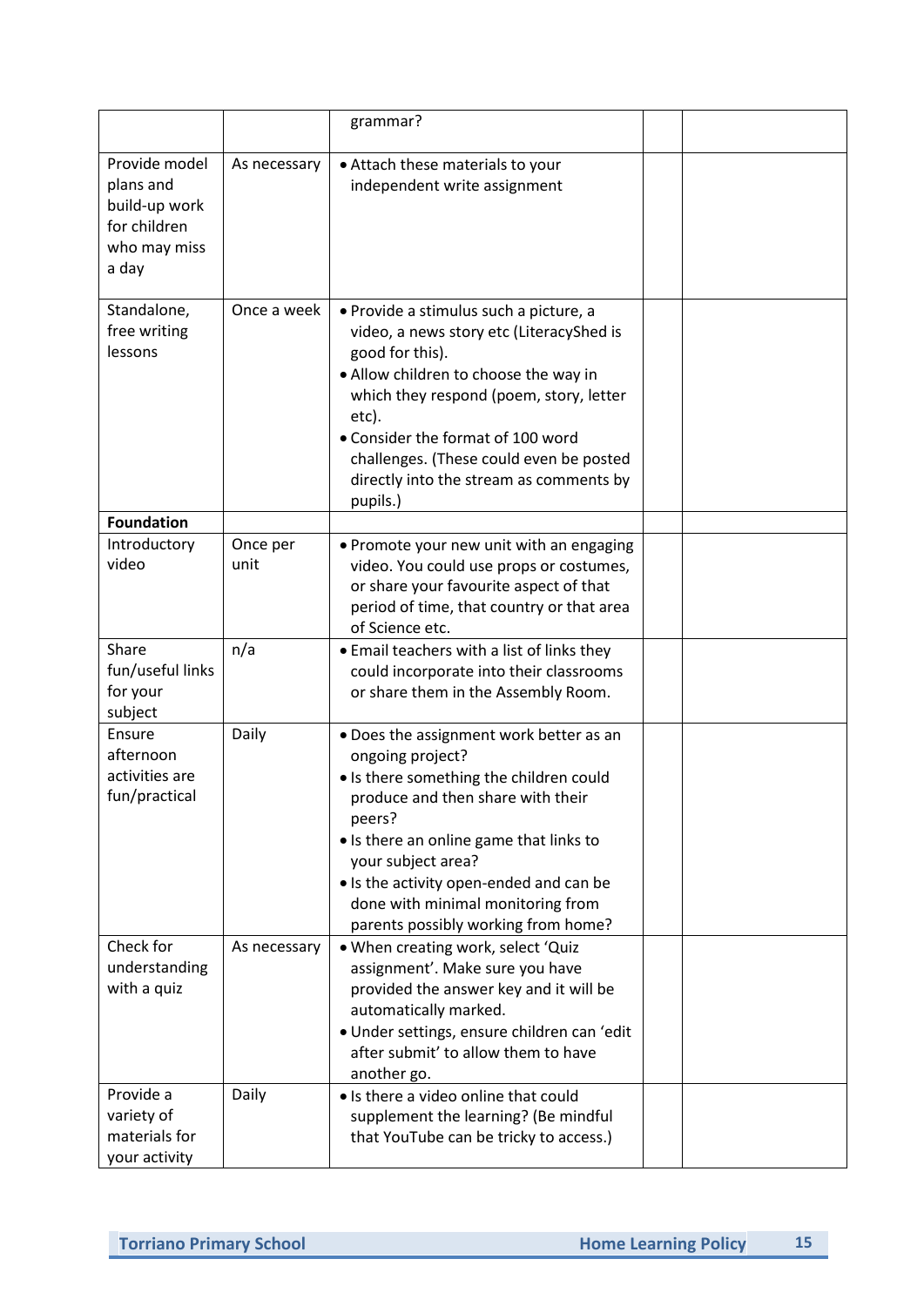| | | | | |
|---|---|---|---|---|
| | | grammar? | | |
| Provide model plans and build-up work for children who may miss a day | As necessary | • Attach these materials to your independent write assignment | | |
| Standalone, free writing lessons | Once a week | • Provide a stimulus such a picture, a video, a news story etc (LiteracyShed is good for this).<br>• Allow children to choose the way in which they respond (poem, story, letter etc).<br>• Consider the format of 100 word challenges. (These could even be posted directly into the stream as comments by pupils.) | | |
| **Foundation** | | | | |
| Introductory video | Once per unit | • Promote your new unit with an engaging video. You could use props or costumes, or share your favourite aspect of that period of time, that country or that area of Science etc. | | |
| Share fun/useful links for your subject | n/a | • Email teachers with a list of links they could incorporate into their classrooms or share them in the Assembly Room. | | |
| Ensure afternoon activities are fun/practical | Daily | • Does the assignment work better as an ongoing project?<br>• Is there something the children could produce and then share with their peers?<br>• Is there an online game that links to your subject area?<br>• Is the activity open-ended and can be done with minimal monitoring from parents possibly working from home? | | |
| Check for understanding with a quiz | As necessary | • When creating work, select 'Quiz assignment'. Make sure you have provided the answer key and it will be automatically marked.<br>• Under settings, ensure children can 'edit after submit' to allow them to have another go. | | |
| Provide a variety of materials for your activity | Daily | • Is there a video online that could supplement the learning? (Be mindful that YouTube can be tricky to access.) | | |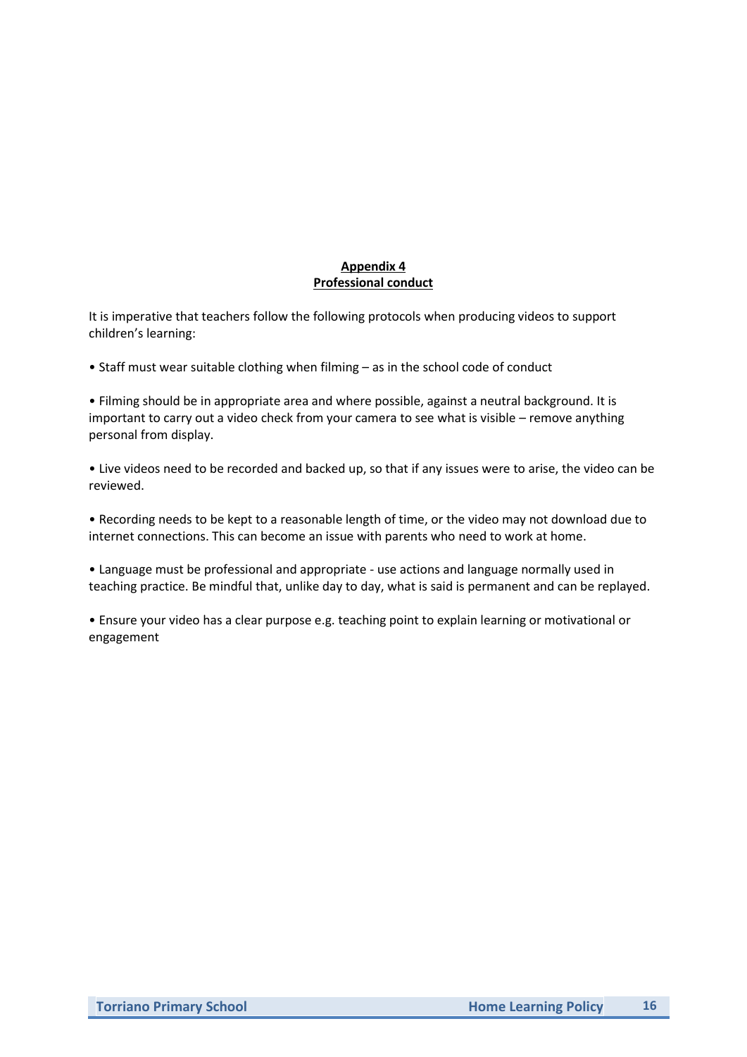## Appendix 4
## Professional conduct

It is imperative that teachers follow the following protocols when producing videos to support children's learning:

- Staff must wear suitable clothing when filming – as in the school code of conduct

- Filming should be in appropriate area and where possible, against a neutral background. It is important to carry out a video check from your camera to see what is visible – remove anything personal from display.

- Live videos need to be recorded and backed up, so that if any issues were to arise, the video can be reviewed.

- Recording needs to be kept to a reasonable length of time, or the video may not download due to internet connections. This can become an issue with parents who need to work at home.

- Language must be professional and appropriate - use actions and language normally used in teaching practice. Be mindful that, unlike day to day, what is said is permanent and can be replayed.

- Ensure your video has a clear purpose e.g. teaching point to explain learning or motivational or engagement